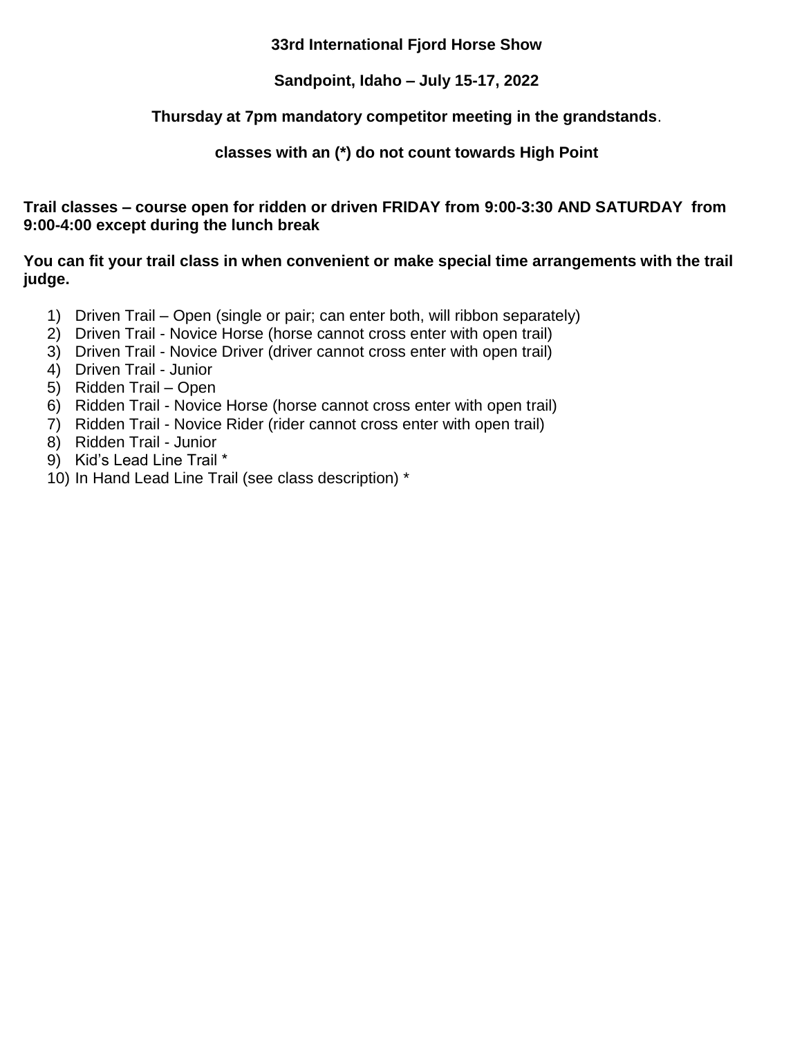**33rd International Fjord Horse Show**

**Sandpoint, Idaho – July 15-17, 2022**

**Thursday at 7pm mandatory competitor meeting in the grandstands**.

**classes with an (*) do not count towards High Point**

**Trail classes – course open for ridden or driven FRIDAY from 9:00-3:30 AND SATURDAY from 9:00-4:00 except during the lunch break**

**You can fit your trail class in when convenient or make special time arrangements with the trail judge.**

1) Driven Trail – Open (single or pair; can enter both, will ribbon separately)
2) Driven Trail - Novice Horse (horse cannot cross enter with open trail)
3) Driven Trail - Novice Driver (driver cannot cross enter with open trail)
4) Driven Trail - Junior
5) Ridden Trail – Open
6) Ridden Trail - Novice Horse (horse cannot cross enter with open trail)
7) Ridden Trail - Novice Rider (rider cannot cross enter with open trail)
8) Ridden Trail - Junior
9) Kid's Lead Line Trail *
10) In Hand Lead Line Trail (see class description) *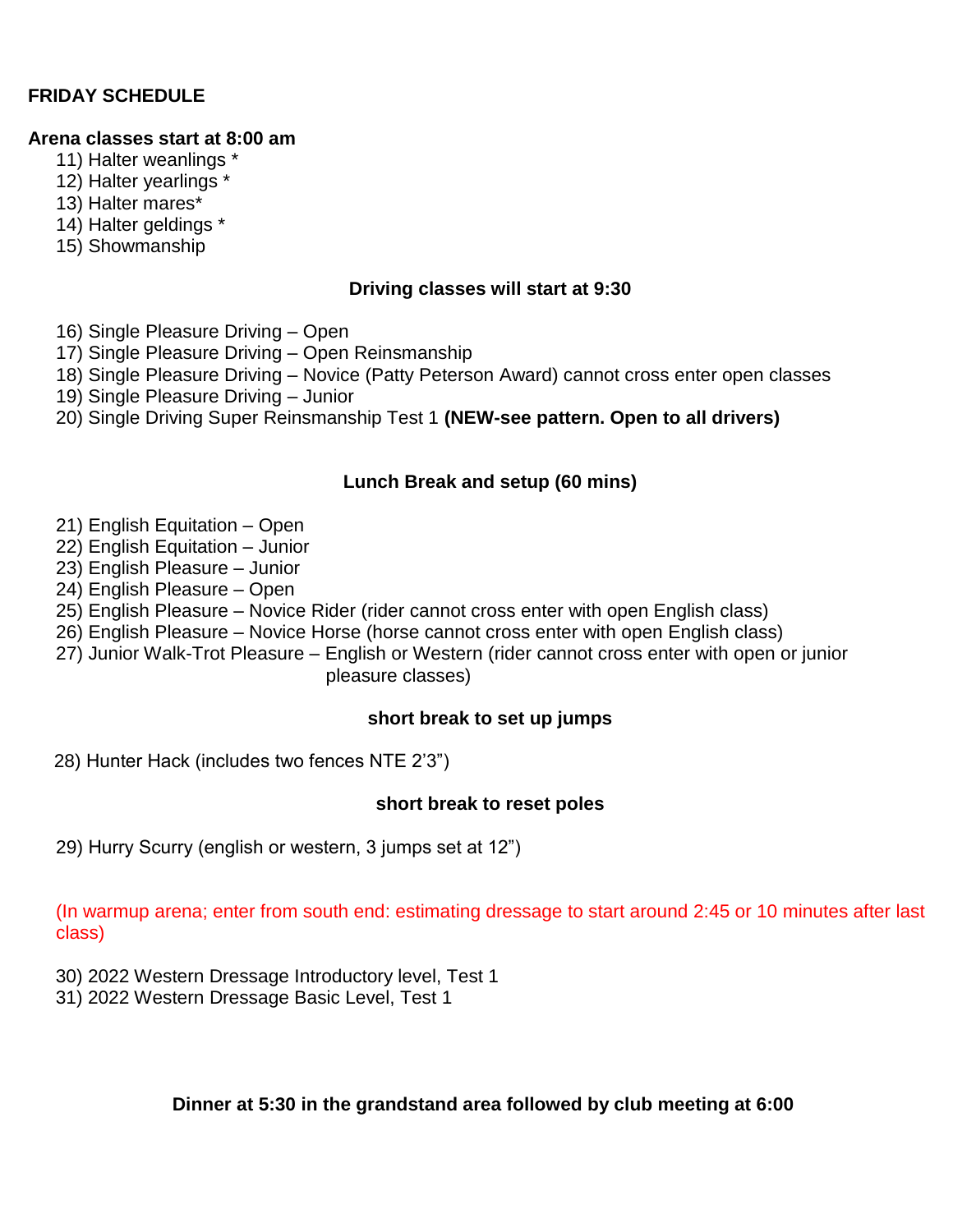**FRIDAY SCHEDULE**

**Arena classes start at 8:00 am**

11) Halter weanlings *
12) Halter yearlings *
13) Halter mares*
14) Halter geldings *
15) Showmanship

**Driving classes will start at 9:30**

16) Single Pleasure Driving – Open
17) Single Pleasure Driving – Open Reinsmanship
18) Single Pleasure Driving – Novice (Patty Peterson Award) cannot cross enter open classes
19) Single Pleasure Driving – Junior
20) Single Driving Super Reinsmanship Test 1 **(NEW-see pattern. Open to all drivers)**

**Lunch Break and setup (60 mins)**

21) English Equitation – Open
22) English Equitation – Junior
23) English Pleasure – Junior
24) English Pleasure – Open
25) English Pleasure – Novice Rider (rider cannot cross enter with open English class)
26) English Pleasure – Novice Horse (horse cannot cross enter with open English class)
27) Junior Walk-Trot Pleasure – English or Western (rider cannot cross enter with open or junior pleasure classes)

**short break to set up jumps**

28) Hunter Hack (includes two fences NTE 2'3")

**short break to reset poles**

29) Hurry Scurry (english or western, 3 jumps set at 12")

(In warmup arena; enter from south end: estimating dressage to start around 2:45 or 10 minutes after last class)

30) 2022 Western Dressage Introductory level, Test 1
31) 2022 Western Dressage Basic Level, Test 1

**Dinner at 5:30 in the grandstand area followed by club meeting at 6:00**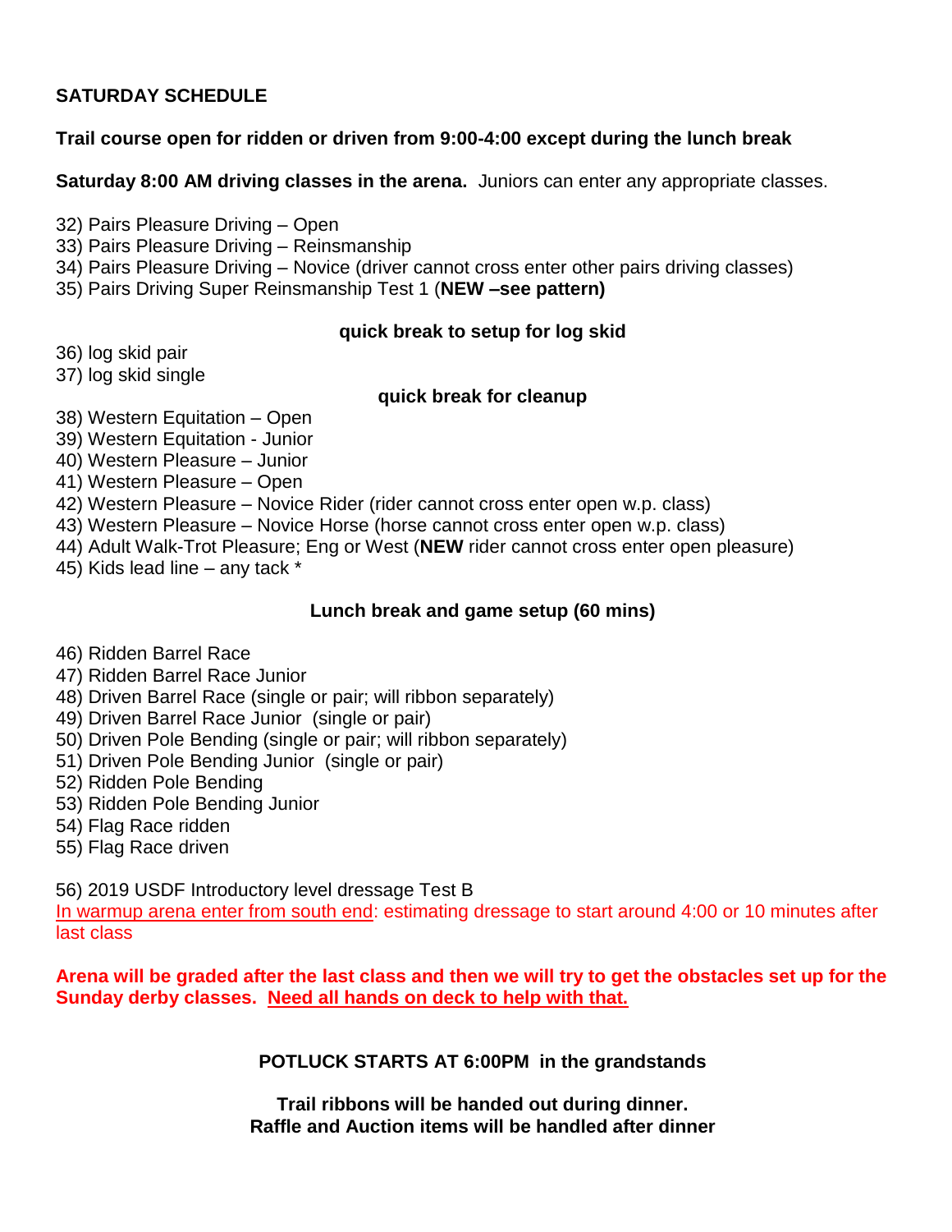**SATURDAY SCHEDULE**

**Trail course open for ridden or driven from 9:00-4:00 except during the lunch break**

**Saturday 8:00 AM driving classes in the arena.** Juniors can enter any appropriate classes.

32) Pairs Pleasure Driving – Open
33) Pairs Pleasure Driving – Reinsmanship
34) Pairs Pleasure Driving – Novice (driver cannot cross enter other pairs driving classes)
35) Pairs Driving Super Reinsmanship Test 1 (**NEW –see pattern)**

**quick break to setup for log skid**

36) log skid pair
37) log skid single

**quick break for cleanup**

38) Western Equitation – Open
39) Western Equitation - Junior
40) Western Pleasure – Junior
41) Western Pleasure – Open
42) Western Pleasure – Novice Rider (rider cannot cross enter open w.p. class)
43) Western Pleasure – Novice Horse (horse cannot cross enter open w.p. class)
44) Adult Walk-Trot Pleasure; Eng or West (**NEW** rider cannot cross enter open pleasure)
45) Kids lead line – any tack *

**Lunch break and game setup (60 mins)**

46) Ridden Barrel Race
47) Ridden Barrel Race Junior
48) Driven Barrel Race (single or pair; will ribbon separately)
49) Driven Barrel Race Junior (single or pair)
50) Driven Pole Bending (single or pair; will ribbon separately)
51) Driven Pole Bending Junior (single or pair)
52) Ridden Pole Bending
53) Ridden Pole Bending Junior
54) Flag Race ridden
55) Flag Race driven

56) 2019 USDF Introductory level dressage Test B
In warmup arena enter from south end: estimating dressage to start around 4:00 or 10 minutes after last class

**Arena will be graded after the last class and then we will try to get the obstacles set up for the Sunday derby classes. Need all hands on deck to help with that.**

**POTLUCK STARTS AT 6:00PM in the grandstands**

**Trail ribbons will be handed out during dinner.**
**Raffle and Auction items will be handled after dinner**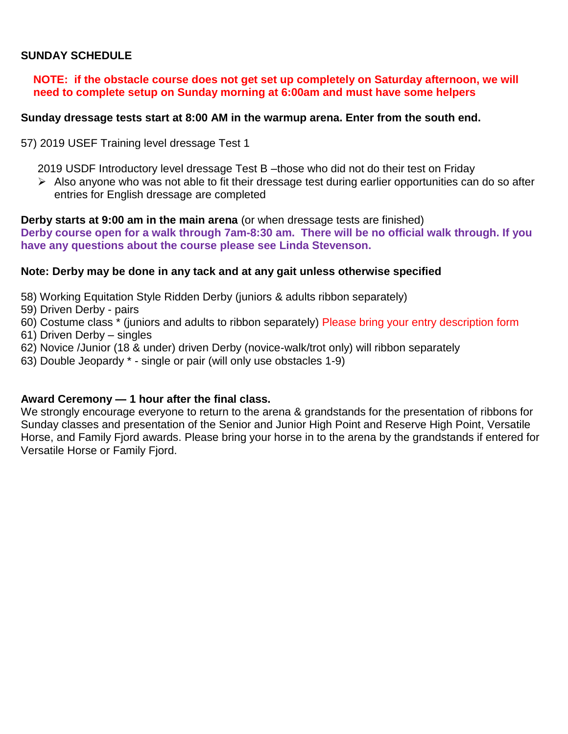**SUNDAY SCHEDULE**

**NOTE: if the obstacle course does not get set up completely on Saturday afternoon, we will need to complete setup on Sunday morning at 6:00am and must have some helpers**

**Sunday dressage tests start at 8:00 AM in the warmup arena. Enter from the south end.**

57) 2019 USEF Training level dressage Test 1

2019 USDF Introductory level dressage Test B –those who did not do their test on Friday

- Also anyone who was not able to fit their dressage test during earlier opportunities can do so after entries for English dressage are completed

**Derby starts at 9:00 am in the main arena** (or when dressage tests are finished)
**Derby course open for a walk through 7am-8:30 am. There will be no official walk through. If you have any questions about the course please see Linda Stevenson.**

**Note: Derby may be done in any tack and at any gait unless otherwise specified**

58) Working Equitation Style Ridden Derby (juniors & adults ribbon separately)
59) Driven Derby - pairs
60) Costume class * (juniors and adults to ribbon separately) Please bring your entry description form
61) Driven Derby – singles
62) Novice /Junior (18 & under) driven Derby (novice-walk/trot only) will ribbon separately
63) Double Jeopardy * - single or pair (will only use obstacles 1-9)

**Award Ceremony — 1 hour after the final class.**
We strongly encourage everyone to return to the arena & grandstands for the presentation of ribbons for Sunday classes and presentation of the Senior and Junior High Point and Reserve High Point, Versatile Horse, and Family Fjord awards. Please bring your horse in to the arena by the grandstands if entered for Versatile Horse or Family Fjord.